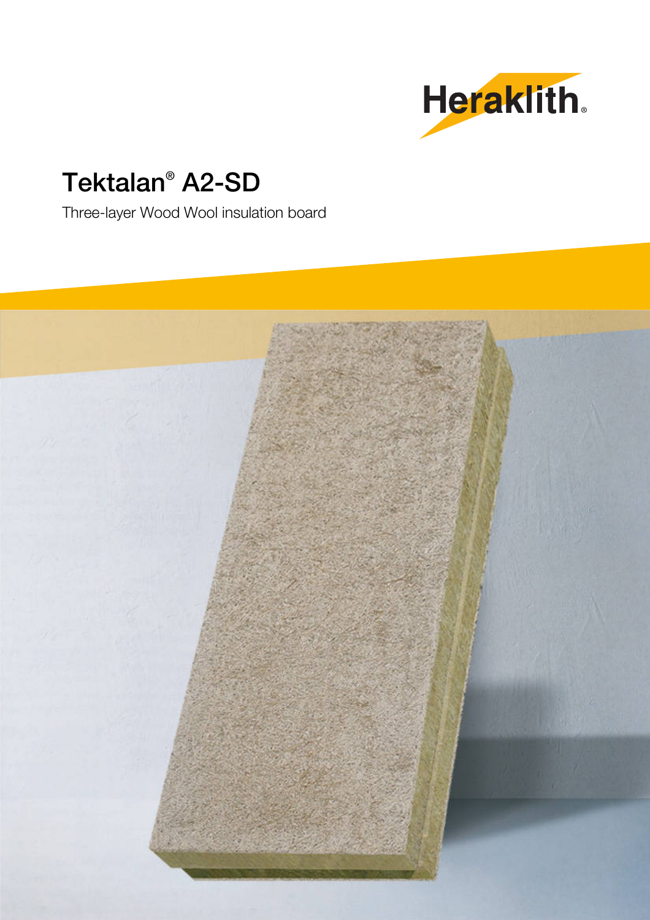Heraklith®

# Tektalan® A2-SD

Three-layer Wood Wool insulation board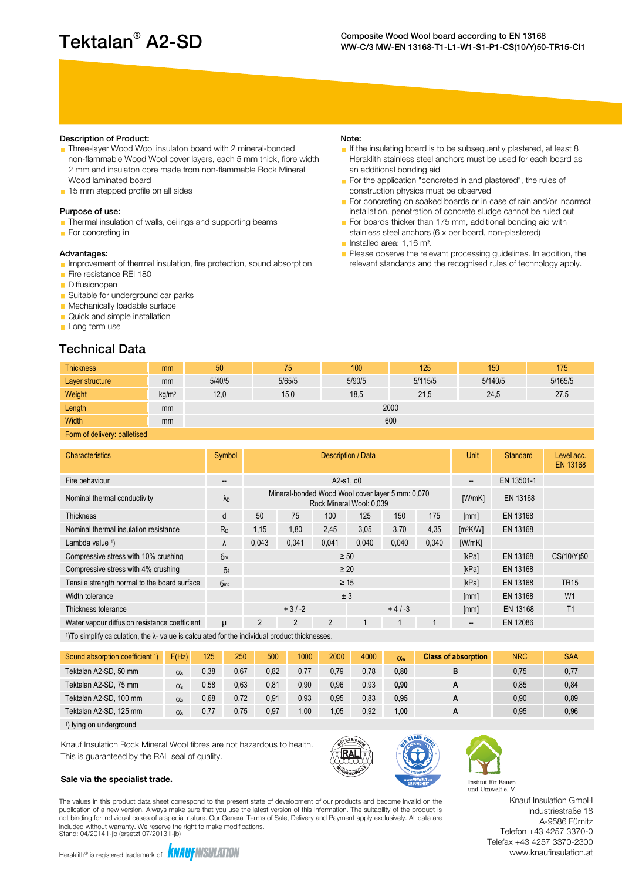# Tektalan® A2-SD

**Composite Wood Wool board according to EN 13168**
**WW-C/3 MW-EN 13168-T1-L1-W1-S1-P1-CS(10/Y)50-TR15-CI1**

### Description of Product:
- Three-layer Wood Wool insulaton board with 2 mineral-bonded non-flammable Wood Wool cover layers, each 5 mm thick, fibre width 2 mm and insulaton core made from non-flammable Rock Mineral Wood laminated board
- 15 mm stepped profile on all sides

### Purpose of use:
- Thermal insulation of walls, ceilings and supporting beams
- For concreting in

### Advantages:
- Improvement of thermal insulation, fire protection, sound absorption
- Fire resistance REI 180
- Diffusionopen
- Suitable for underground car parks
- Mechanically loadable surface
- Quick and simple installation
- Long term use

### Note:
- If the insulating board is to be subsequently plastered, at least 8 Heraklith stainless steel anchors must be used for each board as an additional bonding aid
- For the application "concreted in and plastered", the rules of construction physics must be observed
- For concreting on soaked boards or in case of rain and/or incorrect installation, penetration of concrete sludge cannot be ruled out
- For boards thicker than 175 mm, additional bonding aid with stainless steel anchors (6 x per board, non-plastered)
- Installed area: 1,16 m².
- Please observe the relevant processing guidelines. In addition, the relevant standards and the recognised rules of technology apply.

## Technical Data

| Thickness | mm | 50 | 75 | 100 | 125 | 150 | 175 |
|---|---|---|---|---|---|---|---|
| Layer structure | mm | 5/40/5 | 5/65/5 | 5/90/5 | 5/115/5 | 5/140/5 | 5/165/5 |
| Weight | kg/m² | 12,0 | 15,0 | 18,5 | 21,5 | 24,5 | 27,5 |
| Length | mm | 2000 | | | | | |
| Width | mm | 600 | | | | | |
| Form of delivery: palletised | | | | | | | |

| Characteristics | Symbol | Description / Data | | | | | | Unit | Standard | Level acc. EN 13168 |
|---|---|---|---|---|---|---|---|---|---|---|
| Fire behaviour | -- | A2-s1, d0 | | | | | | -- | EN 13501-1 | |
| Nominal thermal conductivity | $\lambda_D$ | Mineral-bonded Wood Wool cover layer 5 mm: 0,070 Rock Mineral Wool: 0,039 | | | | | | [W/mK] | EN 13168 | |
| Thickness | d | 50 | 75 | 100 | 125 | 150 | 175 | [mm] | EN 13168 | |
| Nominal thermal insulation resistance | $R_D$ | 1,15 | 1,80 | 2,45 | 3,05 | 3,70 | 4,35 | [m²K/W] | EN 13168 | |
| Lambda value [1] | $\lambda$ | 0,043 | 0,041 | 0,041 | 0,040 | 0,040 | 0,040 | [W/mK] | | |
| Compressive stress with 10% crushing | $\sigma_m$ | ≥ 50 | | | | | | [kPa] | EN 13168 | CS(10/Y)50 |
| Compressive stress with 4% crushing | $\sigma_4$ | ≥ 20 | | | | | | [kPa] | EN 13168 | |
| Tensile strength normal to the board surface | $\sigma_{mt}$ | ≥ 15 | | | | | | [kPa] | EN 13168 | TR15 |
| Width tolerance | | ± 3 | | | | | | [mm] | EN 13168 | W1 |
| Thickness tolerance | | + 3 / -2 | | | + 4 / -3 | | | [mm] | EN 13168 | T1 |
| Water vapour diffusion resistance coefficient | μ | 2 | 2 | 2 | 1 | 1 | 1 | -- | EN 12086 | |

[1])To simplify calculation, the λ- value is calculated for the individual product thicknesses.

| Sound absorption coefficient [1] | F(Hz) | 125 | 250 | 500 | 1000 | 2000 | 4000 | $\alpha_w$ | Class of absorption | NRC | SAA |
|---|---|---|---|---|---|---|---|---|---|---|---|
| Tektalan A2-SD, 50 mm | $\alpha_s$ | 0,38 | 0,67 | 0,82 | 0,77 | 0,79 | 0,78 | **0,80** | **B** | 0,75 | 0,77 |
| Tektalan A2-SD, 75 mm | $\alpha_s$ | 0,58 | 0,63 | 0,81 | 0,90 | 0,96 | 0,93 | **0,90** | **A** | 0,85 | 0,84 |
| Tektalan A2-SD, 100 mm | $\alpha_s$ | 0,68 | 0,72 | 0,91 | 0,93 | 0,95 | 0,83 | **0,95** | **A** | 0,90 | 0,89 |
| Tektalan A2-SD, 125 mm | $\alpha_s$ | 0,77 | 0,75 | 0,97 | 1,00 | 1,05 | 0,92 | **1,00** | **A** | 0,95 | 0,96 |

[1]) lying on underground

Knauf Insulation Rock Mineral Wool fibres are not hazardous to health. This is guaranteed by the RAL seal of quality.

**Sale via the specialist trade.**

Institut für Bauen und Umwelt e. V.

The values in this product data sheet correspond to the present state of development of our products and become invalid on the publication of a new version. Always make sure that you use the latest version of this information. The suitability of the product is not binding for individual cases of a special nature. Our General Terms of Sale, Delivery and Payment apply exclusively. All data are included without warranty. We reserve the right to make modifications.
Stand: 04/2014 li-jb (ersetzt 07/2013 li-jb)

Heraklith® is registered trademark of KNAUF INSULATION

Knauf Insulation GmbH
Industriestraße 18
A-9586 Fürnitz
Telefon +43 4257 3370-0
Telefax +43 4257 3370-2300
www.knaufinsulation.at